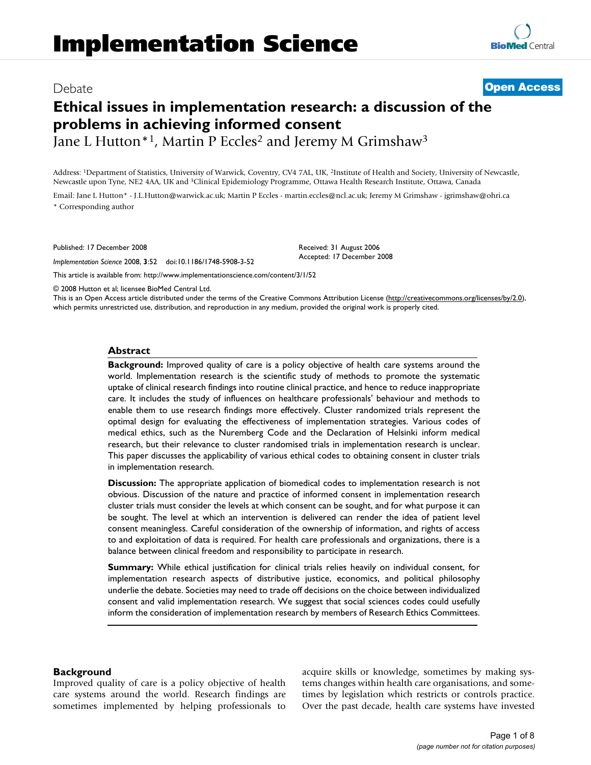# Implementation Science

Debate

**Open Access**

# Ethical issues in implementation research: a discussion of the problems in achieving informed consent

Jane L Hutton*[1], Martin P Eccles[2] and Jeremy M Grimshaw[3]

Address: [1]Department of Statistics, University of Warwick, Coventry, CV4 7AL, UK, [2]Institute of Health and Society, University of Newcastle, Newcastle upon Tyne, NE2 4AA, UK and [3]Clinical Epidemiology Programme, Ottawa Health Research Institute, Ottawa, Canada

Email: Jane L Hutton* - J.L.Hutton@warwick.ac.uk; Martin P Eccles - martin.eccles@ncl.ac.uk; Jeremy M Grimshaw - jgrimshaw@ohri.ca

* Corresponding author

Published: 17 December 2008

*Implementation Science* 2008, **3**:52 doi:10.1186/1748-5908-3-52

Received: 31 August 2006
Accepted: 17 December 2008

This article is available from: http://www.implementationscience.com/content/3/1/52

© 2008 Hutton et al; licensee BioMed Central Ltd.
This is an Open Access article distributed under the terms of the Creative Commons Attribution License (http://creativecommons.org/licenses/by/2.0), which permits unrestricted use, distribution, and reproduction in any medium, provided the original work is properly cited.

## Abstract

**Background:** Improved quality of care is a policy objective of health care systems around the world. Implementation research is the scientific study of methods to promote the systematic uptake of clinical research findings into routine clinical practice, and hence to reduce inappropriate care. It includes the study of influences on healthcare professionals' behaviour and methods to enable them to use research findings more effectively. Cluster randomized trials represent the optimal design for evaluating the effectiveness of implementation strategies. Various codes of medical ethics, such as the Nuremberg Code and the Declaration of Helsinki inform medical research, but their relevance to cluster randomised trials in implementation research is unclear. This paper discusses the applicability of various ethical codes to obtaining consent in cluster trials in implementation research.

**Discussion:** The appropriate application of biomedical codes to implementation research is not obvious. Discussion of the nature and practice of informed consent in implementation research cluster trials must consider the levels at which consent can be sought, and for what purpose it can be sought. The level at which an intervention is delivered can render the idea of patient level consent meaningless. Careful consideration of the ownership of information, and rights of access to and exploitation of data is required. For health care professionals and organizations, there is a balance between clinical freedom and responsibility to participate in research.

**Summary:** While ethical justification for clinical trials relies heavily on individual consent, for implementation research aspects of distributive justice, economics, and political philosophy underlie the debate. Societies may need to trade off decisions on the choice between individualized consent and valid implementation research. We suggest that social sciences codes could usefully inform the consideration of implementation research by members of Research Ethics Committees.

## Background

Improved quality of care is a policy objective of health care systems around the world. Research findings are sometimes implemented by helping professionals to acquire skills or knowledge, sometimes by making systems changes within health care organisations, and sometimes by legislation which restricts or controls practice. Over the past decade, health care systems have invested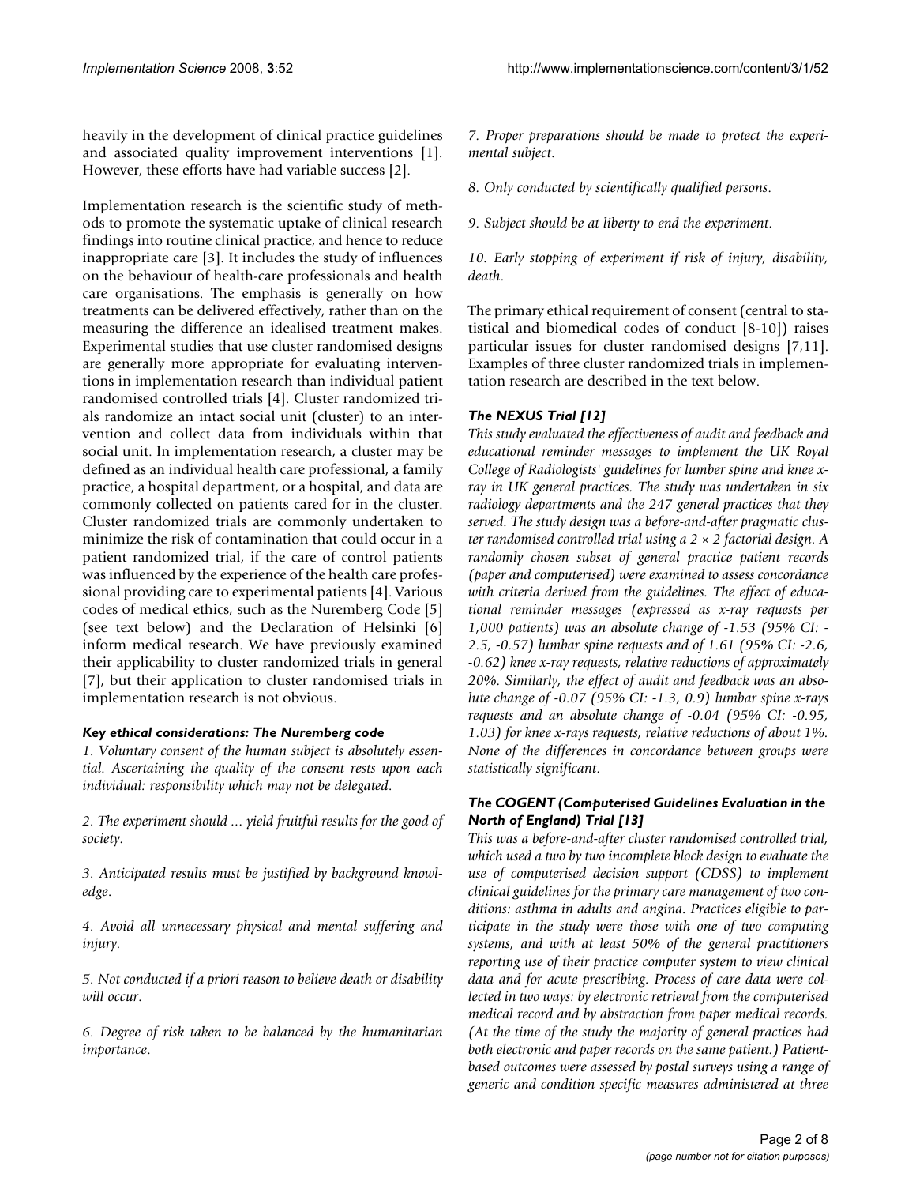heavily in the development of clinical practice guidelines and associated quality improvement interventions [1]. However, these efforts have had variable success [2].

Implementation research is the scientific study of methods to promote the systematic uptake of clinical research findings into routine clinical practice, and hence to reduce inappropriate care [3]. It includes the study of influences on the behaviour of health-care professionals and health care organisations. The emphasis is generally on how treatments can be delivered effectively, rather than on the measuring the difference an idealised treatment makes. Experimental studies that use cluster randomised designs are generally more appropriate for evaluating interventions in implementation research than individual patient randomised controlled trials [4]. Cluster randomized trials randomize an intact social unit (cluster) to an intervention and collect data from individuals within that social unit. In implementation research, a cluster may be defined as an individual health care professional, a family practice, a hospital department, or a hospital, and data are commonly collected on patients cared for in the cluster. Cluster randomized trials are commonly undertaken to minimize the risk of contamination that could occur in a patient randomized trial, if the care of control patients was influenced by the experience of the health care professional providing care to experimental patients [4]. Various codes of medical ethics, such as the Nuremberg Code [5] (see text below) and the Declaration of Helsinki [6] inform medical research. We have previously examined their applicability to cluster randomized trials in general [7], but their application to cluster randomised trials in implementation research is not obvious.

#### *Key ethical considerations: The Nuremberg code*

*1. Voluntary consent of the human subject is absolutely essential. Ascertaining the quality of the consent rests upon each individual: responsibility which may not be delegated.*

*2. The experiment should ... yield fruitful results for the good of society.*

*3. Anticipated results must be justified by background knowledge.*

*4. Avoid all unnecessary physical and mental suffering and injury.*

*5. Not conducted if a priori reason to believe death or disability will occur.*

*6. Degree of risk taken to be balanced by the humanitarian importance.*

*7. Proper preparations should be made to protect the experimental subject.*

*8. Only conducted by scientifically qualified persons.*

*9. Subject should be at liberty to end the experiment.*

*10. Early stopping of experiment if risk of injury, disability, death.*

The primary ethical requirement of consent (central to statistical and biomedical codes of conduct [8-10]) raises particular issues for cluster randomised designs [7,11]. Examples of three cluster randomized trials in implementation research are described in the text below.

#### *The NEXUS Trial [12]*

*This study evaluated the effectiveness of audit and feedback and educational reminder messages to implement the UK Royal College of Radiologists' guidelines for lumber spine and knee x-ray in UK general practices. The study was undertaken in six radiology departments and the 247 general practices that they served. The study design was a before-and-after pragmatic cluster randomised controlled trial using a 2 × 2 factorial design. A randomly chosen subset of general practice patient records (paper and computerised) were examined to assess concordance with criteria derived from the guidelines. The effect of educational reminder messages (expressed as x-ray requests per 1,000 patients) was an absolute change of -1.53 (95% CI: -2.5, -0.57) lumbar spine requests and of 1.61 (95% CI: -2.6, -0.62) knee x-ray requests, relative reductions of approximately 20%. Similarly, the effect of audit and feedback was an absolute change of -0.07 (95% CI: -1.3, 0.9) lumbar spine x-rays requests and an absolute change of -0.04 (95% CI: -0.95, 1.03) for knee x-rays requests, relative reductions of about 1%. None of the differences in concordance between groups were statistically significant.*

#### *The COGENT (Computerised Guidelines Evaluation in the North of England) Trial [13]*

*This was a before-and-after cluster randomised controlled trial, which used a two by two incomplete block design to evaluate the use of computerised decision support (CDSS) to implement clinical guidelines for the primary care management of two conditions: asthma in adults and angina. Practices eligible to participate in the study were those with one of two computing systems, and with at least 50% of the general practitioners reporting use of their practice computer system to view clinical data and for acute prescribing. Process of care data were collected in two ways: by electronic retrieval from the computerised medical record and by abstraction from paper medical records. (At the time of the study the majority of general practices had both electronic and paper records on the same patient.) Patient-based outcomes were assessed by postal surveys using a range of generic and condition specific measures administered at three*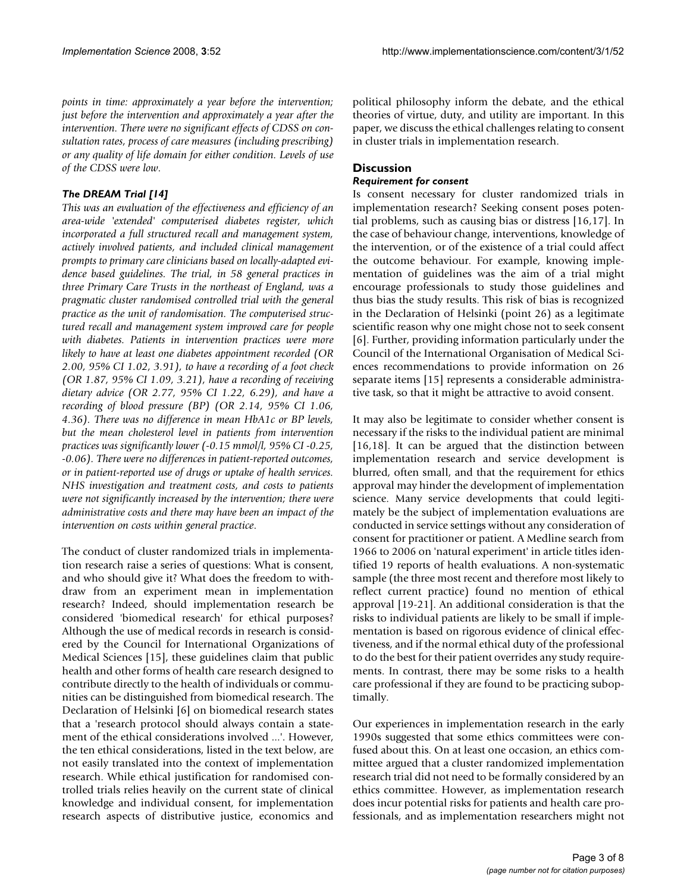*points in time: approximately a year before the intervention; just before the intervention and approximately a year after the intervention. There were no significant effects of CDSS on consultation rates, process of care measures (including prescribing) or any quality of life domain for either condition. Levels of use of the CDSS were low.*

### *The DREAM Trial [14]*

*This was an evaluation of the effectiveness and efficiency of an area-wide 'extended' computerised diabetes register, which incorporated a full structured recall and management system, actively involved patients, and included clinical management prompts to primary care clinicians based on locally-adapted evidence based guidelines. The trial, in 58 general practices in three Primary Care Trusts in the northeast of England, was a pragmatic cluster randomised controlled trial with the general practice as the unit of randomisation. The computerised structured recall and management system improved care for people with diabetes. Patients in intervention practices were more likely to have at least one diabetes appointment recorded (OR 2.00, 95% CI 1.02, 3.91), to have a recording of a foot check (OR 1.87, 95% CI 1.09, 3.21), have a recording of receiving dietary advice (OR 2.77, 95% CI 1.22, 6.29), and have a recording of blood pressure (BP) (OR 2.14, 95% CI 1.06, 4.36). There was no difference in mean HbA1c or BP levels, but the mean cholesterol level in patients from intervention practices was significantly lower (-0.15 mmol/l, 95% CI -0.25, -0.06). There were no differences in patient-reported outcomes, or in patient-reported use of drugs or uptake of health services. NHS investigation and treatment costs, and costs to patients were not significantly increased by the intervention; there were administrative costs and there may have been an impact of the intervention on costs within general practice.*

The conduct of cluster randomized trials in implementation research raise a series of questions: What is consent, and who should give it? What does the freedom to withdraw from an experiment mean in implementation research? Indeed, should implementation research be considered 'biomedical research' for ethical purposes? Although the use of medical records in research is considered by the Council for International Organizations of Medical Sciences [15], these guidelines claim that public health and other forms of health care research designed to contribute directly to the health of individuals or communities can be distinguished from biomedical research. The Declaration of Helsinki [6] on biomedical research states that a 'research protocol should always contain a statement of the ethical considerations involved ...'. However, the ten ethical considerations, listed in the text below, are not easily translated into the context of implementation research. While ethical justification for randomised controlled trials relies heavily on the current state of clinical knowledge and individual consent, for implementation research aspects of distributive justice, economics and political philosophy inform the debate, and the ethical theories of virtue, duty, and utility are important. In this paper, we discuss the ethical challenges relating to consent in cluster trials in implementation research.

## Discussion

### *Requirement for consent*

Is consent necessary for cluster randomized trials in implementation research? Seeking consent poses potential problems, such as causing bias or distress [16,17]. In the case of behaviour change, interventions, knowledge of the intervention, or of the existence of a trial could affect the outcome behaviour. For example, knowing implementation of guidelines was the aim of a trial might encourage professionals to study those guidelines and thus bias the study results. This risk of bias is recognized in the Declaration of Helsinki (point 26) as a legitimate scientific reason why one might chose not to seek consent [6]. Further, providing information particularly under the Council of the International Organisation of Medical Sciences recommendations to provide information on 26 separate items [15] represents a considerable administrative task, so that it might be attractive to avoid consent.

It may also be legitimate to consider whether consent is necessary if the risks to the individual patient are minimal [16,18]. It can be argued that the distinction between implementation research and service development is blurred, often small, and that the requirement for ethics approval may hinder the development of implementation science. Many service developments that could legitimately be the subject of implementation evaluations are conducted in service settings without any consideration of consent for practitioner or patient. A Medline search from 1966 to 2006 on 'natural experiment' in article titles identified 19 reports of health evaluations. A non-systematic sample (the three most recent and therefore most likely to reflect current practice) found no mention of ethical approval [19-21]. An additional consideration is that the risks to individual patients are likely to be small if implementation is based on rigorous evidence of clinical effectiveness, and if the normal ethical duty of the professional to do the best for their patient overrides any study requirements. In contrast, there may be some risks to a health care professional if they are found to be practicing suboptimally.

Our experiences in implementation research in the early 1990s suggested that some ethics committees were confused about this. On at least one occasion, an ethics committee argued that a cluster randomized implementation research trial did not need to be formally considered by an ethics committee. However, as implementation research does incur potential risks for patients and health care professionals, and as implementation researchers might not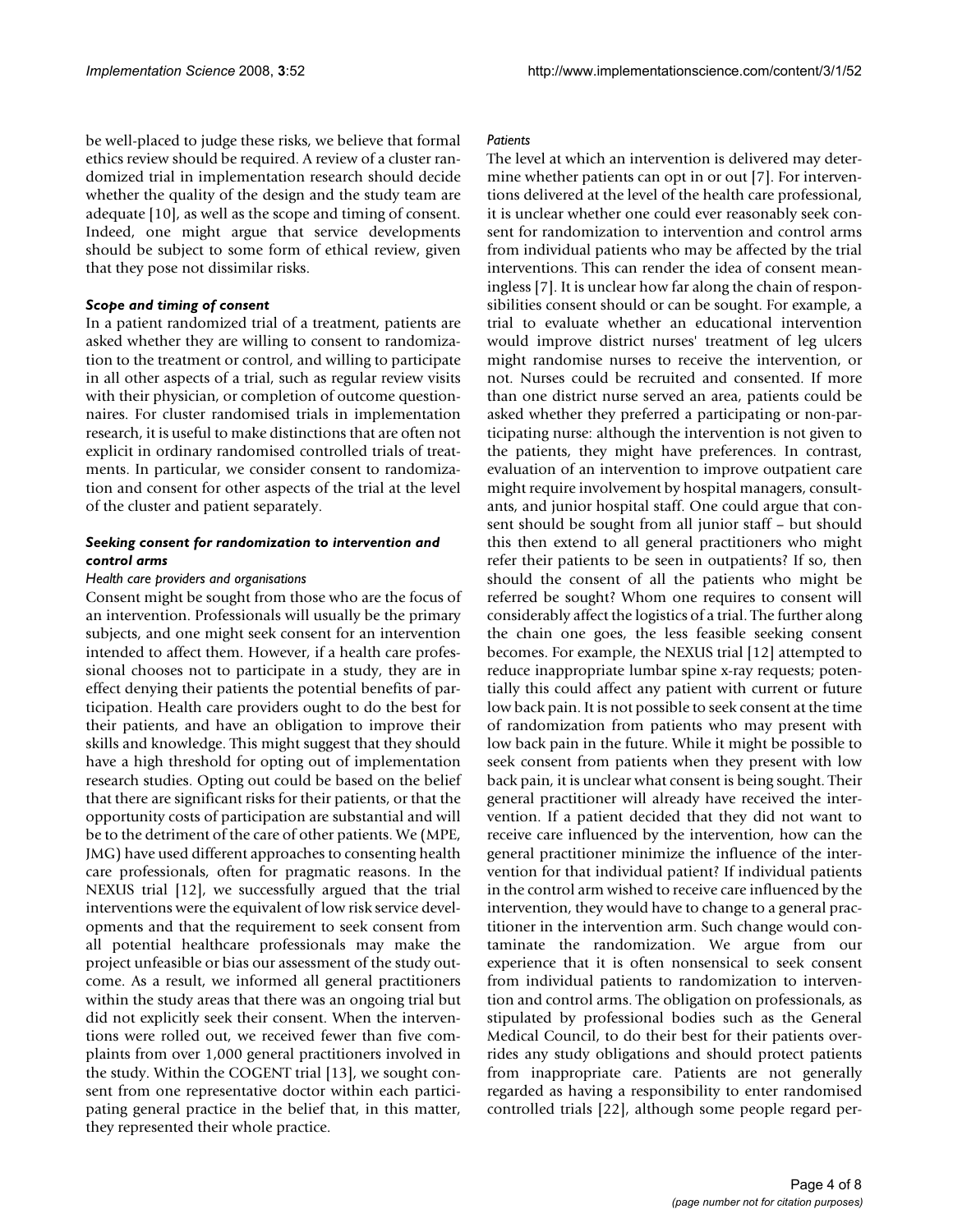be well-placed to judge these risks, we believe that formal ethics review should be required. A review of a cluster randomized trial in implementation research should decide whether the quality of the design and the study team are adequate [10], as well as the scope and timing of consent. Indeed, one might argue that service developments should be subject to some form of ethical review, given that they pose not dissimilar risks.

### Scope and timing of consent

In a patient randomized trial of a treatment, patients are asked whether they are willing to consent to randomization to the treatment or control, and willing to participate in all other aspects of a trial, such as regular review visits with their physician, or completion of outcome questionnaires. For cluster randomised trials in implementation research, it is useful to make distinctions that are often not explicit in ordinary randomised controlled trials of treatments. In particular, we consider consent to randomization and consent for other aspects of the trial at the level of the cluster and patient separately.

### Seeking consent for randomization to intervention and control arms

#### Health care providers and organisations

Consent might be sought from those who are the focus of an intervention. Professionals will usually be the primary subjects, and one might seek consent for an intervention intended to affect them. However, if a health care professional chooses not to participate in a study, they are in effect denying their patients the potential benefits of participation. Health care providers ought to do the best for their patients, and have an obligation to improve their skills and knowledge. This might suggest that they should have a high threshold for opting out of implementation research studies. Opting out could be based on the belief that there are significant risks for their patients, or that the opportunity costs of participation are substantial and will be to the detriment of the care of other patients. We (MPE, JMG) have used different approaches to consenting health care professionals, often for pragmatic reasons. In the NEXUS trial [12], we successfully argued that the trial interventions were the equivalent of low risk service developments and that the requirement to seek consent from all potential healthcare professionals may make the project unfeasible or bias our assessment of the study outcome. As a result, we informed all general practitioners within the study areas that there was an ongoing trial but did not explicitly seek their consent. When the interventions were rolled out, we received fewer than five complaints from over 1,000 general practitioners involved in the study. Within the COGENT trial [13], we sought consent from one representative doctor within each participating general practice in the belief that, in this matter, they represented their whole practice.

#### Patients

The level at which an intervention is delivered may determine whether patients can opt in or out [7]. For interventions delivered at the level of the health care professional, it is unclear whether one could ever reasonably seek consent for randomization to intervention and control arms from individual patients who may be affected by the trial interventions. This can render the idea of consent meaningless [7]. It is unclear how far along the chain of responsibilities consent should or can be sought. For example, a trial to evaluate whether an educational intervention would improve district nurses' treatment of leg ulcers might randomise nurses to receive the intervention, or not. Nurses could be recruited and consented. If more than one district nurse served an area, patients could be asked whether they preferred a participating or non-participating nurse: although the intervention is not given to the patients, they might have preferences. In contrast, evaluation of an intervention to improve outpatient care might require involvement by hospital managers, consultants, and junior hospital staff. One could argue that consent should be sought from all junior staff – but should this then extend to all general practitioners who might refer their patients to be seen in outpatients? If so, then should the consent of all the patients who might be referred be sought? Whom one requires to consent will considerably affect the logistics of a trial. The further along the chain one goes, the less feasible seeking consent becomes. For example, the NEXUS trial [12] attempted to reduce inappropriate lumbar spine x-ray requests; potentially this could affect any patient with current or future low back pain. It is not possible to seek consent at the time of randomization from patients who may present with low back pain in the future. While it might be possible to seek consent from patients when they present with low back pain, it is unclear what consent is being sought. Their general practitioner will already have received the intervention. If a patient decided that they did not want to receive care influenced by the intervention, how can the general practitioner minimize the influence of the intervention for that individual patient? If individual patients in the control arm wished to receive care influenced by the intervention, they would have to change to a general practitioner in the intervention arm. Such change would contaminate the randomization. We argue from our experience that it is often nonsensical to seek consent from individual patients to randomization to intervention and control arms. The obligation on professionals, as stipulated by professional bodies such as the General Medical Council, to do their best for their patients overrides any study obligations and should protect patients from inappropriate care. Patients are not generally regarded as having a responsibility to enter randomised controlled trials [22], although some people regard per-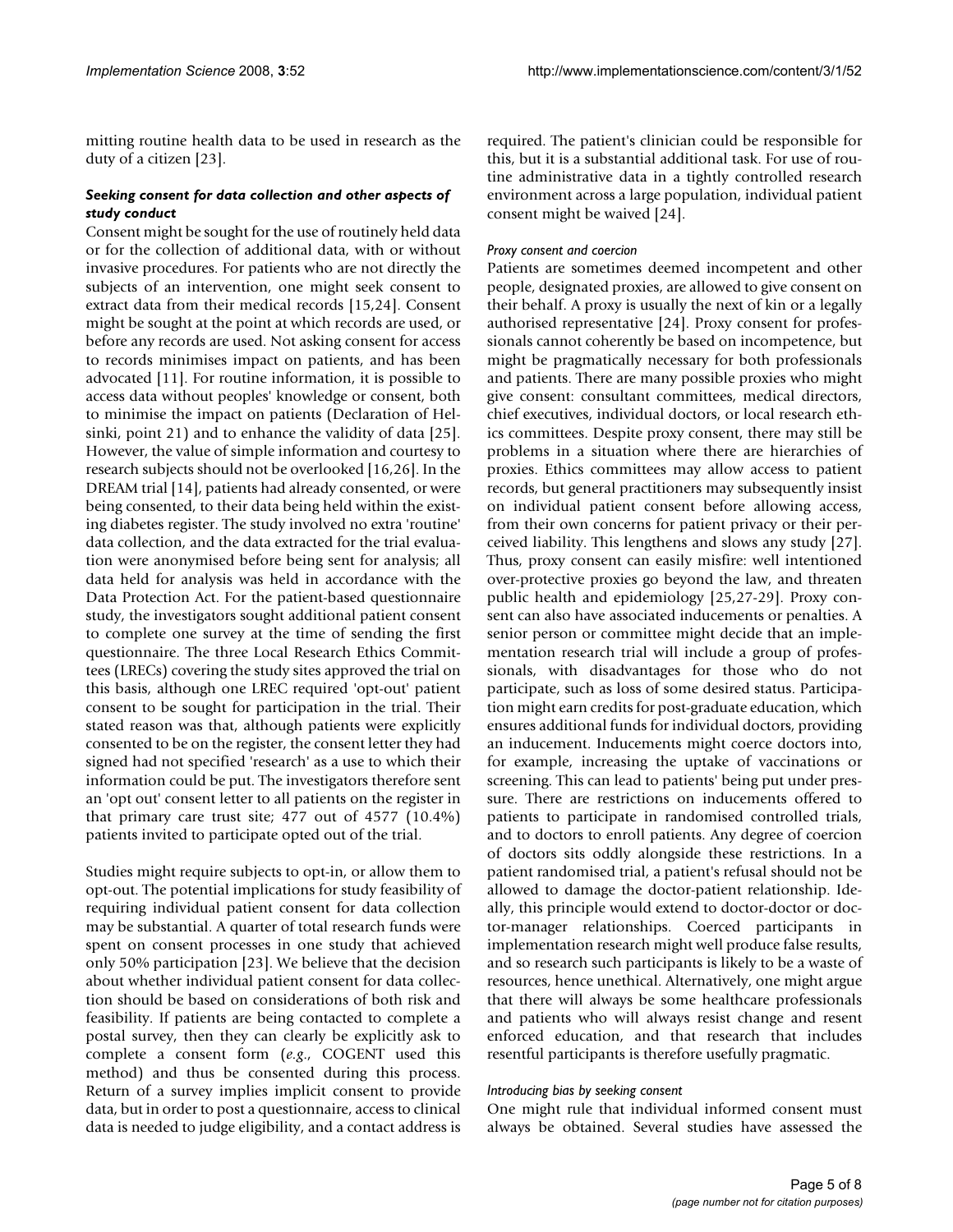mitting routine health data to be used in research as the duty of a citizen [23].

### *Seeking consent for data collection and other aspects of study conduct*

Consent might be sought for the use of routinely held data or for the collection of additional data, with or without invasive procedures. For patients who are not directly the subjects of an intervention, one might seek consent to extract data from their medical records [15,24]. Consent might be sought at the point at which records are used, or before any records are used. Not asking consent for access to records minimises impact on patients, and has been advocated [11]. For routine information, it is possible to access data without peoples' knowledge or consent, both to minimise the impact on patients (Declaration of Helsinki, point 21) and to enhance the validity of data [25]. However, the value of simple information and courtesy to research subjects should not be overlooked [16,26]. In the DREAM trial [14], patients had already consented, or were being consented, to their data being held within the existing diabetes register. The study involved no extra 'routine' data collection, and the data extracted for the trial evaluation were anonymised before being sent for analysis; all data held for analysis was held in accordance with the Data Protection Act. For the patient-based questionnaire study, the investigators sought additional patient consent to complete one survey at the time of sending the first questionnaire. The three Local Research Ethics Committees (LRECs) covering the study sites approved the trial on this basis, although one LREC required 'opt-out' patient consent to be sought for participation in the trial. Their stated reason was that, although patients were explicitly consented to be on the register, the consent letter they had signed had not specified 'research' as a use to which their information could be put. The investigators therefore sent an 'opt out' consent letter to all patients on the register in that primary care trust site; 477 out of 4577 (10.4%) patients invited to participate opted out of the trial.

Studies might require subjects to opt-in, or allow them to opt-out. The potential implications for study feasibility of requiring individual patient consent for data collection may be substantial. A quarter of total research funds were spent on consent processes in one study that achieved only 50% participation [23]. We believe that the decision about whether individual patient consent for data collection should be based on considerations of both risk and feasibility. If patients are being contacted to complete a postal survey, then they can clearly be explicitly ask to complete a consent form (*e.g.*, COGENT used this method) and thus be consented during this process. Return of a survey implies implicit consent to provide data, but in order to post a questionnaire, access to clinical data is needed to judge eligibility, and a contact address is required. The patient's clinician could be responsible for this, but it is a substantial additional task. For use of routine administrative data in a tightly controlled research environment across a large population, individual patient consent might be waived [24].

#### *Proxy consent and coercion*

Patients are sometimes deemed incompetent and other people, designated proxies, are allowed to give consent on their behalf. A proxy is usually the next of kin or a legally authorised representative [24]. Proxy consent for professionals cannot coherently be based on incompetence, but might be pragmatically necessary for both professionals and patients. There are many possible proxies who might give consent: consultant committees, medical directors, chief executives, individual doctors, or local research ethics committees. Despite proxy consent, there may still be problems in a situation where there are hierarchies of proxies. Ethics committees may allow access to patient records, but general practitioners may subsequently insist on individual patient consent before allowing access, from their own concerns for patient privacy or their perceived liability. This lengthens and slows any study [27]. Thus, proxy consent can easily misfire: well intentioned over-protective proxies go beyond the law, and threaten public health and epidemiology [25,27-29]. Proxy consent can also have associated inducements or penalties. A senior person or committee might decide that an implementation research trial will include a group of professionals, with disadvantages for those who do not participate, such as loss of some desired status. Participation might earn credits for post-graduate education, which ensures additional funds for individual doctors, providing an inducement. Inducements might coerce doctors into, for example, increasing the uptake of vaccinations or screening. This can lead to patients' being put under pressure. There are restrictions on inducements offered to patients to participate in randomised controlled trials, and to doctors to enroll patients. Any degree of coercion of doctors sits oddly alongside these restrictions. In a patient randomised trial, a patient's refusal should not be allowed to damage the doctor-patient relationship. Ideally, this principle would extend to doctor-doctor or doctor-manager relationships. Coerced participants in implementation research might well produce false results, and so research such participants is likely to be a waste of resources, hence unethical. Alternatively, one might argue that there will always be some healthcare professionals and patients who will always resist change and resent enforced education, and that research that includes resentful participants is therefore usefully pragmatic.

#### *Introducing bias by seeking consent*

One might rule that individual informed consent must always be obtained. Several studies have assessed the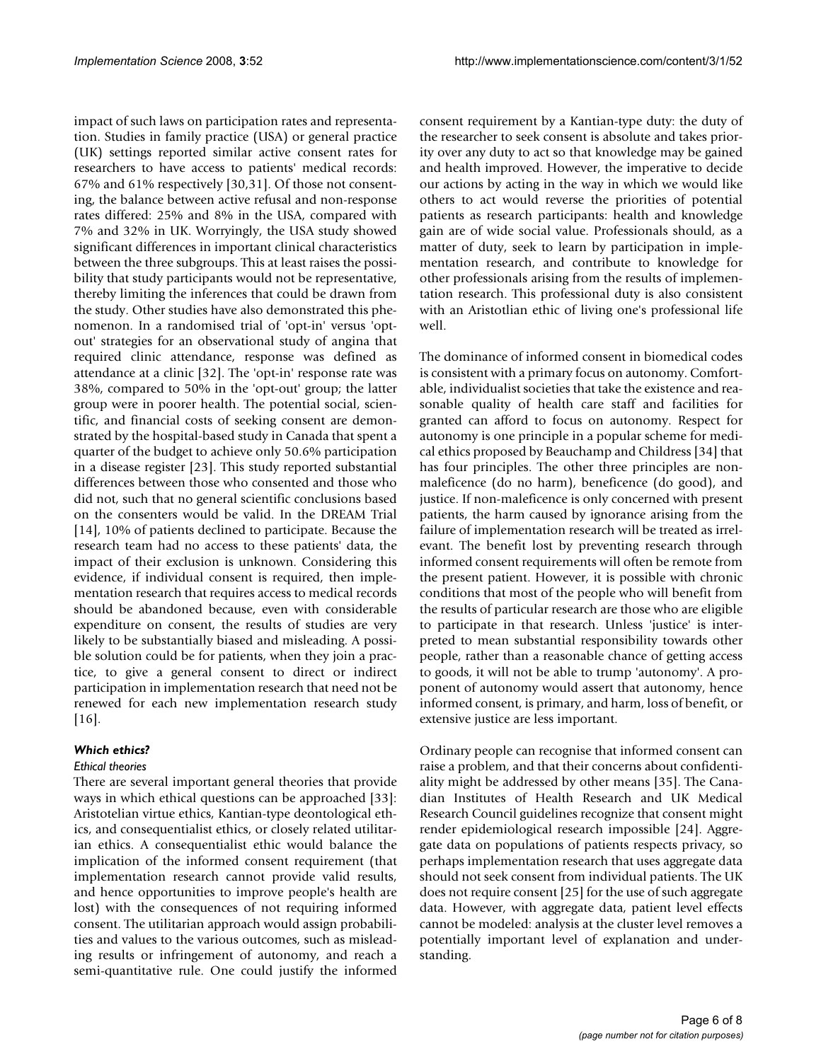impact of such laws on participation rates and representation. Studies in family practice (USA) or general practice (UK) settings reported similar active consent rates for researchers to have access to patients' medical records: 67% and 61% respectively [30,31]. Of those not consenting, the balance between active refusal and non-response rates differed: 25% and 8% in the USA, compared with 7% and 32% in UK. Worryingly, the USA study showed significant differences in important clinical characteristics between the three subgroups. This at least raises the possibility that study participants would not be representative, thereby limiting the inferences that could be drawn from the study. Other studies have also demonstrated this phenomenon. In a randomised trial of 'opt-in' versus 'opt-out' strategies for an observational study of angina that required clinic attendance, response was defined as attendance at a clinic [32]. The 'opt-in' response rate was 38%, compared to 50% in the 'opt-out' group; the latter group were in poorer health. The potential social, scientific, and financial costs of seeking consent are demonstrated by the hospital-based study in Canada that spent a quarter of the budget to achieve only 50.6% participation in a disease register [23]. This study reported substantial differences between those who consented and those who did not, such that no general scientific conclusions based on the consenters would be valid. In the DREAM Trial [14], 10% of patients declined to participate. Because the research team had no access to these patients' data, the impact of their exclusion is unknown. Considering this evidence, if individual consent is required, then implementation research that requires access to medical records should be abandoned because, even with considerable expenditure on consent, the results of studies are very likely to be substantially biased and misleading. A possible solution could be for patients, when they join a practice, to give a general consent to direct or indirect participation in implementation research that need not be renewed for each new implementation research study [16].

### Which ethics?

#### Ethical theories

There are several important general theories that provide ways in which ethical questions can be approached [33]: Aristotelian virtue ethics, Kantian-type deontological ethics, and consequentialist ethics, or closely related utilitarian ethics. A consequentialist ethic would balance the implication of the informed consent requirement (that implementation research cannot provide valid results, and hence opportunities to improve people's health are lost) with the consequences of not requiring informed consent. The utilitarian approach would assign probabilities and values to the various outcomes, such as misleading results or infringement of autonomy, and reach a semi-quantitative rule. One could justify the informed consent requirement by a Kantian-type duty: the duty of the researcher to seek consent is absolute and takes priority over any duty to act so that knowledge may be gained and health improved. However, the imperative to decide our actions by acting in the way in which we would like others to act would reverse the priorities of potential patients as research participants: health and knowledge gain are of wide social value. Professionals should, as a matter of duty, seek to learn by participation in implementation research, and contribute to knowledge for other professionals arising from the results of implementation research. This professional duty is also consistent with an Aristotlian ethic of living one's professional life well.

The dominance of informed consent in biomedical codes is consistent with a primary focus on autonomy. Comfortable, individualist societies that take the existence and reasonable quality of health care staff and facilities for granted can afford to focus on autonomy. Respect for autonomy is one principle in a popular scheme for medical ethics proposed by Beauchamp and Childress [34] that has four principles. The other three principles are non-maleficence (do no harm), beneficence (do good), and justice. If non-maleficence is only concerned with present patients, the harm caused by ignorance arising from the failure of implementation research will be treated as irrelevant. The benefit lost by preventing research through informed consent requirements will often be remote from the present patient. However, it is possible with chronic conditions that most of the people who will benefit from the results of particular research are those who are eligible to participate in that research. Unless 'justice' is interpreted to mean substantial responsibility towards other people, rather than a reasonable chance of getting access to goods, it will not be able to trump 'autonomy'. A proponent of autonomy would assert that autonomy, hence informed consent, is primary, and harm, loss of benefit, or extensive justice are less important.

Ordinary people can recognise that informed consent can raise a problem, and that their concerns about confidentiality might be addressed by other means [35]. The Canadian Institutes of Health Research and UK Medical Research Council guidelines recognize that consent might render epidemiological research impossible [24]. Aggregate data on populations of patients respects privacy, so perhaps implementation research that uses aggregate data should not seek consent from individual patients. The UK does not require consent [25] for the use of such aggregate data. However, with aggregate data, patient level effects cannot be modeled: analysis at the cluster level removes a potentially important level of explanation and understanding.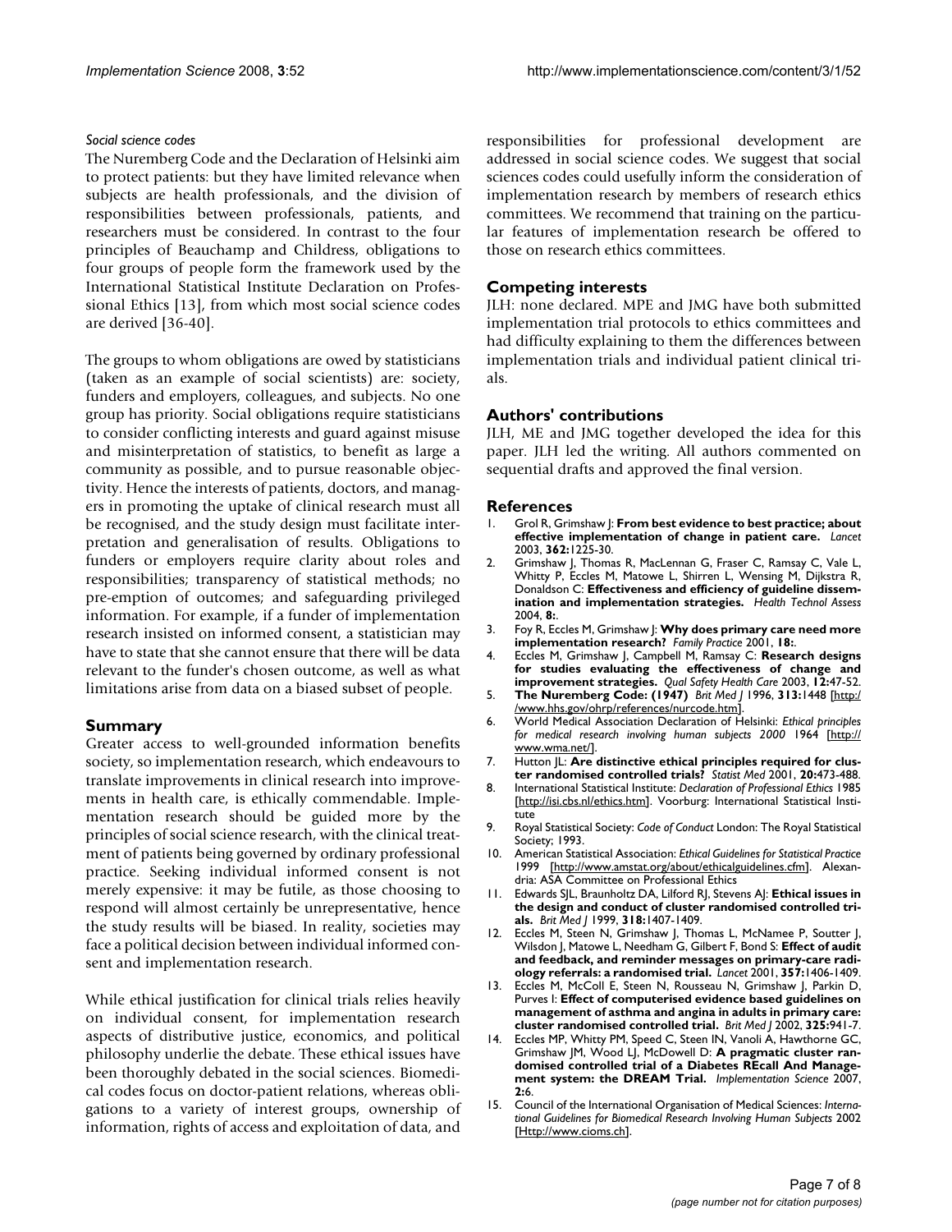#### *Social science codes*

The Nuremberg Code and the Declaration of Helsinki aim to protect patients: but they have limited relevance when subjects are health professionals, and the division of responsibilities between professionals, patients, and researchers must be considered. In contrast to the four principles of Beauchamp and Childress, obligations to four groups of people form the framework used by the International Statistical Institute Declaration on Professional Ethics [13], from which most social science codes are derived [36-40].

The groups to whom obligations are owed by statisticians (taken as an example of social scientists) are: society, funders and employers, colleagues, and subjects. No one group has priority. Social obligations require statisticians to consider conflicting interests and guard against misuse and misinterpretation of statistics, to benefit as large a community as possible, and to pursue reasonable objectivity. Hence the interests of patients, doctors, and managers in promoting the uptake of clinical research must all be recognised, and the study design must facilitate interpretation and generalisation of results. Obligations to funders or employers require clarity about roles and responsibilities; transparency of statistical methods; no pre-emption of outcomes; and safeguarding privileged information. For example, if a funder of implementation research insisted on informed consent, a statistician may have to state that she cannot ensure that there will be data relevant to the funder's chosen outcome, as well as what limitations arise from data on a biased subset of people.

## Summary

Greater access to well-grounded information benefits society, so implementation research, which endeavours to translate improvements in clinical research into improvements in health care, is ethically commendable. Implementation research should be guided more by the principles of social science research, with the clinical treatment of patients being governed by ordinary professional practice. Seeking individual informed consent is not merely expensive: it may be futile, as those choosing to respond will almost certainly be unrepresentative, hence the study results will be biased. In reality, societies may face a political decision between individual informed consent and implementation research.

While ethical justification for clinical trials relies heavily on individual consent, for implementation research aspects of distributive justice, economics, and political philosophy underlie the debate. These ethical issues have been thoroughly debated in the social sciences. Biomedical codes focus on doctor-patient relations, whereas obligations to a variety of interest groups, ownership of information, rights of access and exploitation of data, and responsibilities for professional development are addressed in social science codes. We suggest that social sciences codes could usefully inform the consideration of implementation research by members of research ethics committees. We recommend that training on the particular features of implementation research be offered to those on research ethics committees.

## Competing interests

JLH: none declared. MPE and JMG have both submitted implementation trial protocols to ethics committees and had difficulty explaining to them the differences between implementation trials and individual patient clinical trials.

## Authors' contributions

JLH, ME and JMG together developed the idea for this paper. JLH led the writing. All authors commented on sequential drafts and approved the final version.

## References

1. Grol R, Grimshaw J: **From best evidence to best practice; about effective implementation of change in patient care.** *Lancet* 2003, **362:**1225-30.
2. Grimshaw J, Thomas R, MacLennan G, Fraser C, Ramsay C, Vale L, Whitty P, Eccles M, Matowe L, Shirren L, Wensing M, Dijkstra R, Donaldson C: **Effectiveness and efficiency of guideline dissemination and implementation strategies.** *Health Technol Assess* 2004, **8:**.
3. Foy R, Eccles M, Grimshaw J: **Why does primary care need more implementation research?** *Family Practice* 2001, **18:**.
4. Eccles M, Grimshaw J, Campbell M, Ramsay C: **Research designs for studies evaluating the effectiveness of change and improvement strategies.** *Qual Safety Health Care* 2003, **12:**47-52.
5. **The Nuremberg Code: (1947)** *Brit Med J* 1996, **313:**1448 [http://www.hhs.gov/ohrp/references/nurcode.htm].
6. World Medical Association Declaration of Helsinki: *Ethical principles for medical research involving human subjects 2000* 1964 [http://www.wma.net/].
7. Hutton JL: **Are distinctive ethical principles required for cluster randomised controlled trials?** *Statist Med* 2001, **20:**473-488.
8. International Statistical Institute: *Declaration of Professional Ethics* 1985 [http://isi.cbs.nl/ethics.htm]. Voorburg: International Statistical Institute
9. Royal Statistical Society: *Code of Conduct* London: The Royal Statistical Society; 1993.
10. American Statistical Association: *Ethical Guidelines for Statistical Practice* 1999 [http://www.amstat.org/about/ethicalguidelines.cfm]. Alexandria: ASA Committee on Professional Ethics
11. Edwards SJL, Braunholtz DA, Lilford RJ, Stevens AJ: **Ethical issues in the design and conduct of cluster randomised controlled trials.** *Brit Med J* 1999, **318:**1407-1409.
12. Eccles M, Steen N, Grimshaw J, Thomas L, McNamee P, Soutter J, Wilsdon J, Matowe L, Needham G, Gilbert F, Bond S: **Effect of audit and feedback, and reminder messages on primary-care radiology referrals: a randomised trial.** *Lancet* 2001, **357:**1406-1409.
13. Eccles M, McColl E, Steen N, Rousseau N, Grimshaw J, Parkin D, Purves I: **Effect of computerised evidence based guidelines on management of asthma and angina in adults in primary care: cluster randomised controlled trial.** *Brit Med J* 2002, **325:**941-7.
14. Eccles MP, Whitty PM, Speed C, Steen IN, Vanoli A, Hawthorne GC, Grimshaw JM, Wood LJ, McDowell D: **A pragmatic cluster randomised controlled trial of a Diabetes REcall And Management system: the DREAM Trial.** *Implementation Science* 2007, **2:**6.
15. Council of the International Organisation of Medical Sciences: *International Guidelines for Biomedical Research Involving Human Subjects* 2002 [Http://www.cioms.ch].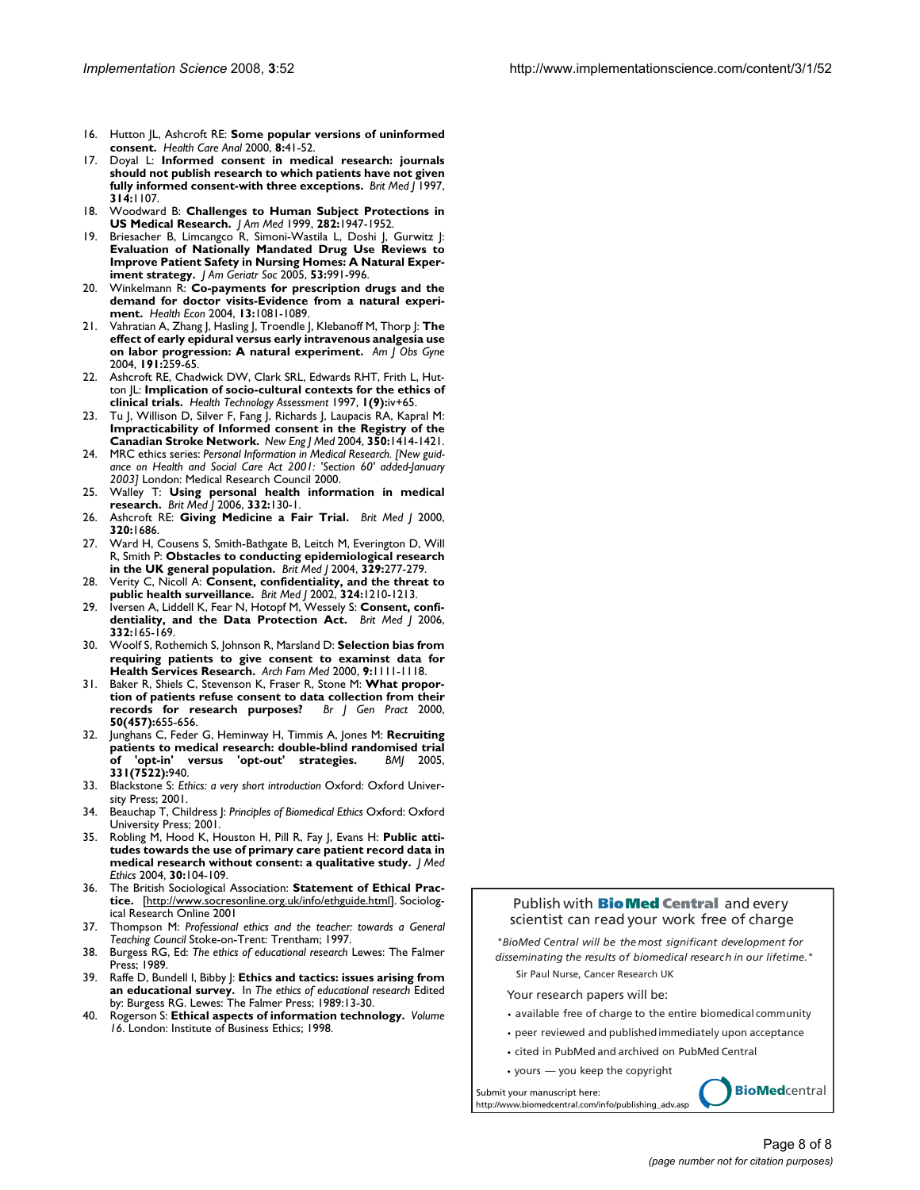16. Hutton JL, Ashcroft RE: **Some popular versions of uninformed consent.** *Health Care Anal* 2000, **8:**41-52.
17. Doyal L: **Informed consent in medical research: journals should not publish research to which patients have not given fully informed consent-with three exceptions.** *Brit Med J* 1997, **314:**1107.
18. Woodward B: **Challenges to Human Subject Protections in US Medical Research.** *J Am Med* 1999, **282:**1947-1952.
19. Briesacher B, Limcangco R, Simoni-Wastila L, Doshi J, Gurwitz J: **Evaluation of Nationally Mandated Drug Use Reviews to Improve Patient Safety in Nursing Homes: A Natural Experiment strategy.** *J Am Geriatr Soc* 2005, **53:**991-996.
20. Winkelmann R: **Co-payments for prescription drugs and the demand for doctor visits-Evidence from a natural experiment.** *Health Econ* 2004, **13:**1081-1089.
21. Vahratian A, Zhang J, Hasling J, Troendle J, Klebanoff M, Thorp J: **The effect of early epidural versus early intravenous analgesia use on labor progression: A natural experiment.** *Am J Obs Gyne* 2004, **191:**259-65.
22. Ashcroft RE, Chadwick DW, Clark SRL, Edwards RHT, Frith L, Hutton JL: **Implication of socio-cultural contexts for the ethics of clinical trials.** *Health Technology Assessment* 1997, **1(9):**iv+65.
23. Tu J, Willison D, Silver F, Fang J, Richards J, Laupacis RA, Kapral M: **Impracticability of Informed consent in the Registry of the Canadian Stroke Network.** *New Eng J Med* 2004, **350:**1414-1421.
24. MRC ethics series: *Personal Information in Medical Research. [New guidance on Health and Social Care Act 2001: 'Section 60' added-January 2003]* London: Medical Research Council 2000.
25. Walley T: **Using personal health information in medical research.** *Brit Med J* 2006, **332:**130-1.
26. Ashcroft RE: **Giving Medicine a Fair Trial.** *Brit Med J* 2000, **320:**1686.
27. Ward H, Cousens S, Smith-Bathgate B, Leitch M, Everington D, Will R, Smith P: **Obstacles to conducting epidemiological research in the UK general population.** *Brit Med J* 2004, **329:**277-279.
28. Verity C, Nicoll A: **Consent, confidentiality, and the threat to public health surveillance.** *Brit Med J* 2002, **324:**1210-1213.
29. Iversen A, Liddell K, Fear N, Hotopf M, Wessely S: **Consent, confidentiality, and the Data Protection Act.** *Brit Med J* 2006, **332:**165-169.
30. Woolf S, Rothemich S, Johnson R, Marsland D: **Selection bias from requiring patients to give consent to examinst data for Health Services Research.** *Arch Fam Med* 2000, **9:**1111-1118.
31. Baker R, Shiels C, Stevenson K, Fraser R, Stone M: **What proportion of patients refuse consent to data collection from their records for research purposes?** *Br J Gen Pract* 2000, **50(457):**655-656.
32. Junghans C, Feder G, Heminway H, Timmis A, Jones M: **Recruiting patients to medical research: double-blind randomised trial of 'opt-in' versus 'opt-out' strategies.** *BMJ* 2005, **331(7522):**940.
33. Blackstone S: *Ethics: a very short introduction* Oxford: Oxford University Press; 2001.
34. Beauchap T, Childress J: *Principles of Biomedical Ethics* Oxford: Oxford University Press; 2001.
35. Robling M, Hood K, Houston H, Pill R, Fay J, Evans H: **Public attitudes towards the use of primary care patient record data in medical research without consent: a qualitative study.** *J Med Ethics* 2004, **30:**104-109.
36. The British Sociological Association: **Statement of Ethical Practice.** [http://www.socresonline.org.uk/info/ethguide.html]. Sociological Research Online 2001
37. Thompson M: *Professional ethics and the teacher: towards a General Teaching Council* Stoke-on-Trent: Trentham; 1997.
38. Burgess RG, Ed: *The ethics of educational research* Lewes: The Falmer Press; 1989.
39. Raffe D, Bundell I, Bibby J: **Ethics and tactics: issues arising from an educational survey.** In *The ethics of educational research* Edited by: Burgess RG. Lewes: The Falmer Press; 1989:13-30.
40. Rogerson S: **Ethical aspects of information technology.** *Volume 16*. London: Institute of Business Ethics; 1998.

Publish with **BioMed Central** and every scientist can read your work free of charge

*"BioMed Central will be the most significant development for disseminating the results of biomedical research in our lifetime."*

Sir Paul Nurse, Cancer Research UK

Your research papers will be:

- available free of charge to the entire biomedical community
- peer reviewed and published immediately upon acceptance
- cited in PubMed and archived on PubMed Central
- yours — you keep the copyright

Submit your manuscript here:
http://www.biomedcentral.com/info/publishing_adv.asp

**BioMed**central